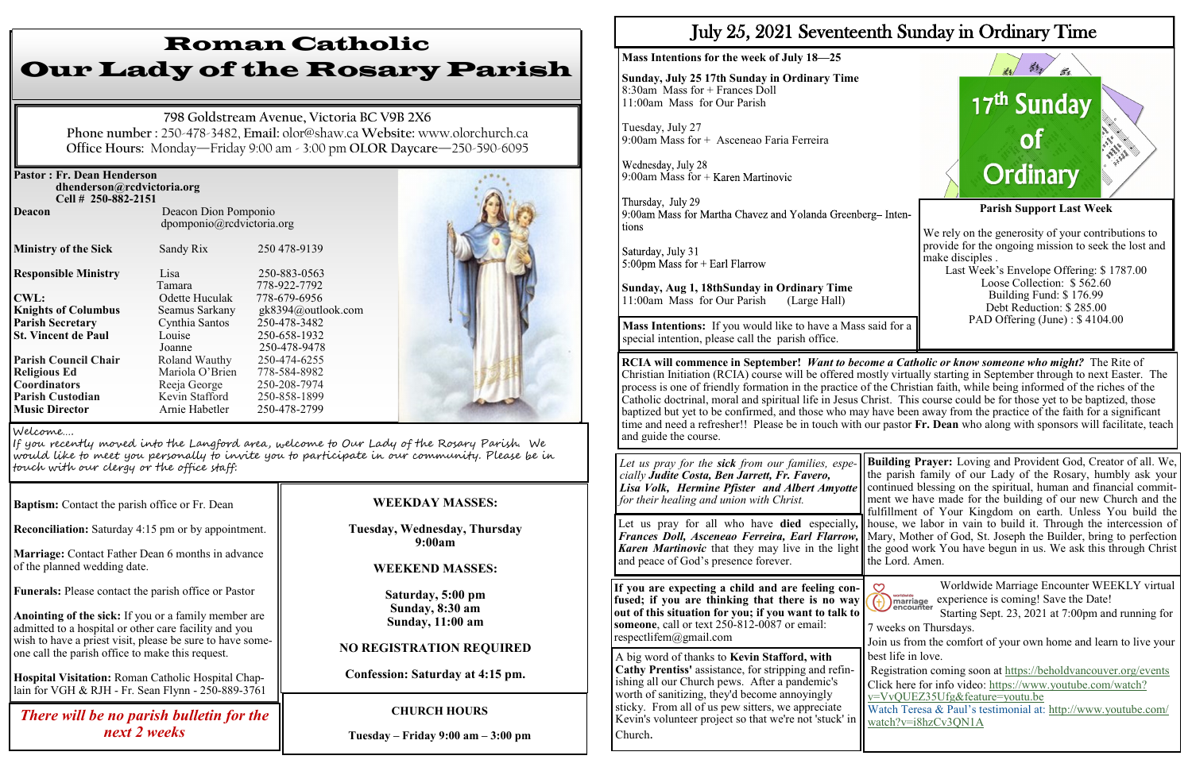# Roman Catholic Our Lady of the Rosary Parish

798 Goldstream Avenue, Victoria BC V9B 2X6
**Phone number** : 250-478-3482, **Email:** olor@shaw.ca **Website:** www.olorchurch.ca
**Office Hours:** Monday—Friday 9:00 am - 3:00 pm **OLOR Daycare**—250-590-6095

**Pastor : Fr. Dean Henderson**
**dhenderson@rcdvictoria.org**
**Cell # 250-882-2151**

| | | |
|---|---|---|
| **Deacon** | Deacon Dion Pomponio dpomponio@rcdvictoria.org | |
| **Ministry of the Sick** | Sandy Rix | 250 478-9139 |
| **Responsible Ministry** | Lisa | 250-883-0563 |
| | Tamara | 778-922-7792 |
| **CWL:** | Odette Huculak | 778-679-6956 |
| **Knights of Columbus** | Seamus Sarkany | gk8394@outlook.com |
| **Parish Secretary** | Cynthia Santos | 250-478-3482 |
| **St. Vincent de Paul** | Louise | 250-658-1932 |
| | Joanne | 250-478-9478 |
| **Parish Council Chair** | Roland Wauthy | 250-474-6255 |
| **Religious Ed Coordinators** | Mariola O'Brien | 778-584-8982 |
| | Reeja George | 250-208-7974 |
| **Parish Custodian** | Kevin Stafford | 250-858-1899 |
| **Music Director** | Arnie Habetler | 250-478-2799 |

Welcome....
If you recently moved into the Langford area, welcome to Our Lady of the Rosary Parish. We would like to meet you personally to invite you to participate in our community. Please be in touch with our clergy or the office staff.

**Baptism:** Contact the parish office or Fr. Dean

**Reconciliation:** Saturday 4:15 pm or by appointment.

**Marriage:** Contact Father Dean 6 months in advance of the planned wedding date.

**Funerals:** Please contact the parish office or Pastor

**Anointing of the sick:** If you or a family member are admitted to a hospital or other care facility and you wish to have a priest visit, please be sure to have someone call the parish office to make this request.

**Hospital Visitation:** Roman Catholic Hospital Chaplain for VGH & RJH - Fr. Sean Flynn - 250-889-3761

*There will be no parish bulletin for the next 2 weeks*

**WEEKDAY MASSES:**

**Tuesday, Wednesday, Thursday 9:00am**

**WEEKEND MASSES:**

**Saturday, 5:00 pm**
**Sunday, 8:30 am**
**Sunday, 11:00 am**

**NO REGISTRATION REQUIRED**

**Confession: Saturday at 4:15 pm.**

**CHURCH HOURS**

**Tuesday – Friday 9:00 am – 3:00 pm**

# July 25, 2021 Seventeenth Sunday in Ordinary Time

**Mass Intentions for the week of July 18—25**

**Sunday, July 25 17th Sunday in Ordinary Time**
8:30am Mass for + Frances Doll
11:00am Mass for Our Parish

Tuesday, July 27
9:00am Mass for + Asceneao Faria Ferreira

Wednesday, July 28
9:00am Mass for + Karen Martinovic

Thursday, July 29
9:00am Mass for Martha Chavez and Yolanda Greenberg– Intentions

Saturday, July 31
5:00pm Mass for + Earl Flarrow

**Sunday, Aug 1, 18thSunday in Ordinary Time**
11:00am Mass for Our Parish (Large Hall)

**Mass Intentions:** If you would like to have a Mass said for a special intention, please call the parish office.

**Parish Support Last Week**

We rely on the generosity of your contributions to provide for the ongoing mission to seek the lost and make disciples .

Last Week's Envelope Offering: $ 1787.00
Loose Collection: $ 562.60
Building Fund: $ 176.99
Debt Reduction: $ 285.00
PAD Offering (June) : $ 4104.00

**RCIA will commence in September!** ***Want to become a Catholic or know someone who might?*** The Rite of Christian Initiation (RCIA) course will be offered mostly virtually starting in September through to next Easter. The process is one of friendly formation in the practice of the Christian faith, while being informed of the riches of the Catholic doctrinal, moral and spiritual life in Jesus Christ. This course could be for those yet to be baptized, those baptized but yet to be confirmed, and those who may have been away from the practice of the faith for a significant time and need a refresher!! Please be in touch with our pastor **Fr. Dean** who along with sponsors will facilitate, teach and guide the course.

*Let us pray for the* ***sick*** *from our families, especially* ***Judite Costa, Ben Jarrett, Fr. Favero, Lisa Volk, Hermine Pfister and Albert Amyotte*** *for their healing and union with Christ.*

Let us pray for all who have **died** especially, ***Frances Doll, Asceneao Ferreira, Earl Flarrow, Karen Martinovic*** that they may live in the light and peace of God's presence forever.

**Building Prayer:** Loving and Provident God, Creator of all. We, the parish family of our Lady of the Rosary, humbly ask your continued blessing on the spiritual, human and financial commitment we have made for the building of our new Church and the fulfillment of Your Kingdom on earth. Unless You build the house, we labor in vain to build it. Through the intercession of Mary, Mother of God, St. Joseph the Builder, bring to perfection the good work You have begun in us. We ask this through Christ the Lord. Amen.

**If you are expecting a child and are feeling confused; if you are thinking that there is no way out of this situation for you; if you want to talk to someone**, call or text 250-812-0087 or email: respectlifem@gmail.com

A big word of thanks to **Kevin Stafford, with Cathy Prentiss'** assistance, for stripping and refinishing all our Church pews. After a pandemic's worth of sanitizing, they'd become annoyingly sticky. From all of us pew sitters, we appreciate Kevin's volunteer project so that we're not 'stuck' in Church.

Worldwide Marriage Encounter WEEKLY virtual experience is coming! Save the Date!
Starting Sept. 23, 2021 at 7:00pm and running for 7 weeks on Thursdays.
Join us from the comfort of your own home and learn to live your best life in love.
Registration coming soon at https://beholdvancouver.org/events
Click here for info video: https://www.youtube.com/watch?v=VvQUEZ35Ufg&feature=youtu.be
Watch Teresa & Paul's testimonial at: http://www.youtube.com/watch?v=i8hzCv3QN1A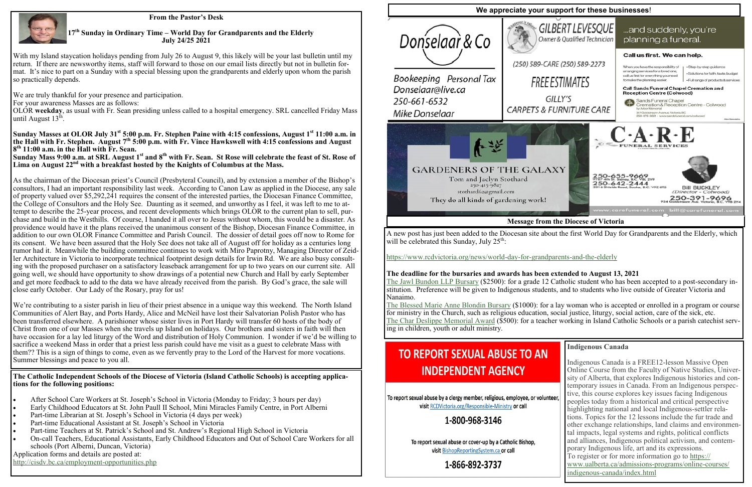## From the Pastor's Desk

### 17th Sunday in Ordinary Time – World Day for Grandparents and the Elderly
### July 24/25 2021

With my Island staycation holidays pending from July 26 to August 9, this likely will be your last bulletin until my return. If there are newsworthy items, staff will forward to those on our email lists directly but not in bulletin format. It's nice to part on a Sunday with a special blessing upon the grandparents and elderly upon whom the parish so practically depends.

We are truly thankful for your presence and participation.
For your awareness Masses are as follows:
OLOR **weekday**, as usual with Fr. Sean presiding unless called to a hospital emergency. SRL cancelled Friday Mass until August 13th.

**Sunday Masses at OLOR July 31st 5:00 p.m. Fr. Stephen Paine with 4:15 confessions, August 1st 11:00 a.m. in the Hall with Fr. Stephen. August 7th 5:00 p.m. with Fr. Vince Hawkswell with 4:15 confessions and August 8th 11:00 a.m. in the Hall with Fr. Sean.**
**Sunday Mass 9:00 a.m. at SRL August 1st and 8th with Fr. Sean. St Rose will celebrate the feast of St. Rose of Lima on August 22nd with a breakfast hosted by the Knights of Columbus at the Mass.**

As the chairman of the Diocesan priest's Council (Presbyteral Council), and by extension a member of the Bishop's consultors, I had an important responsibility last week. According to Canon Law as applied in the Diocese, any sale of property valued over $5,292,241 requires the consent of the interested parties, the Diocesan Finance Committee, the College of Consultors and the Holy See. Daunting as it seemed, and unworthy as I feel, it was left to me to attempt to describe the 25-year process, and recent developments which brings OLOR to the current plan to sell, purchase and build in the Westhills. Of course, I handed it all over to Jesus without whom, this would be a disaster. As providence would have it the plans received the unanimous consent of the Bishop, Diocesan Finance Committee, in addition to our own OLOR Finance Committee and Parish Council. The dossier of detail goes off now to Rome for its consent. We have been assured that the Holy See does not take all of August off for holiday as a centuries long rumor had it. Meanwhile the building committee continues to work with Miro Paprotny, Managing Director of Zeidler Architecture in Victoria to incorporate technical footprint design details for Irwin Rd. We are also busy consulting with the proposed purchaser on a satisfactory leaseback arrangement for up to two years on our current site. All going well, we should have opportunity to show drawings of a potential new Church and Hall by early September and get more feedback to add to the data we have already received from the parish. By God's grace, the sale will close early October. Our Lady of the Rosary, pray for us!

We're contributing to a sister parish in lieu of their priest absence in a unique way this weekend. The North Island Communities of Alert Bay, and Ports Hardy, Alice and McNeil have lost their Salvatorian Polish Pastor who has been transferred elsewhere. A parishioner whose sister lives in Port Hardy will transfer 60 hosts of the body of Christ from one of our Masses when she travels up Island on holidays. Our brothers and sisters in faith will then have occasion for a lay led liturgy of the Word and distribution of Holy Communion. I wonder if we'd be willing to sacrifice a weekend Mass in order that a priest less parish could have me visit as a guest to celebrate Mass with them?? This is a sign of things to come, even as we fervently pray to the Lord of the Harvest for more vocations. Summer blessings and peace to you all.

**The Catholic Independent Schools of the Diocese of Victoria (Island Catholic Schools) is accepting applications for the following positions:**

- After School Care Workers at St. Joseph's School in Victoria (Monday to Friday; 3 hours per day)
- Early Childhood Educators at St. John Paull II School, Mini Miracles Family Centre, in Port Alberni
- Part-time Librarian at St. Joseph's School in Victoria (4 days per week)
- Part-time Educational Assistant at St. Joseph's School in Victoria
- Part-time Teachers at St. Patrick's School and St. Andrew's Regional High School in Victoria
- On-call Teachers, Educational Assistants, Early Childhood Educators and Out of School Care Workers for all schools (Port Alberni, Duncan, Victoria)

Application forms and details are posted at:
http://cisdv.bc.ca/employment-opportunities.php

## We appreciate your support for these businesses!

Donselaar & Co
Bookeeping Personal Tax
Donselaar@live.ca
250-661-6532
Mike Donselaar

GILBERT LEVESQUE
Owner & Qualified Technician
(250) 589-CARE (250) 589-2273
FREE ESTIMATES
GILLY'S CARPETS & FURNITURE CARE

...and suddenly, you're planning a funeral.
Call us first. We can help.
When you have the responsibility of arranging services for a loved one, call us first for everything you need to make the planning easier.
- Step-by-step guidance
- Solutions for faith, taste, budget
- Full range of products & services
Call Sands Funeral Chapel Cremation and Reception Centre (Colwood)
Sands Funeral Chapel Cremation & Reception Centre - Colwood
by Arbor Memorial
317 Goldstream Avenue, Victoria, BC
250-478-3821 · www.sandsfuneral.com/colwood

GARDENERS OF THE GALAXY
Tom and Jaclyn Stothard
250-415-9827
stothard62@gmail.com
They do all kinds of gardening work!

C·A·R·E FUNERAL SERVICES
250-655-9669
9787 4th St. Sidney, B.C. V8L 2Y9
250-642-2444
2016 Shields Road, Sooke, B.C. V9Z 0T5
Bill BUCKLEY (Director - Colwood)
250-391-9696
934 Goldstream Ave. Victoria, B.C. V9B 2Y4
www.carefuneral.com bill@carefuneral.com

## Message from the Diocese of Victoria

A new post has just been added to the Diocesan site about the first World Day for Grandparents and the Elderly, which will be celebrated this Sunday, July 25th:

https://www.rcdvictoria.org/news/world-day-for-grandparents-and-the-elderly

**The deadline for the bursaries and awards has been extended to August 13, 2021**
The Jawl Bundon LLP Bursary ($2500): for a grade 12 Catholic student who has been accepted to a post-secondary institution. Preference will be given to Indigenous students, and to students who live outside of Greater Victoria and Nanaimo.
The Blessed Marie Anne Blondin Bursary ($1000): for a lay woman who is accepted or enrolled in a program or course for ministry in the Church, such as religious education, social justice, liturgy, social action, care of the sick, etc.
The Char Deslippe Memorial Award ($500): for a teacher working in Island Catholic Schools or a parish catechist serving in children, youth or adult ministry.

## TO REPORT SEXUAL ABUSE TO AN INDEPENDENT AGENCY

To report sexual abuse by a clergy member, religious, employee, or volunteer, visit RCDVictoria.org/Responsible-Ministry or call

**1-800-968-3146**

To report sexual abuse or cover-up by a Catholic Bishop, visit BishopReportingSystem.ca or call

**1-866-892-3737**

## Indigenous Canada

Indigenous Canada is a FREE12-lesson Massive Open Online Course from the Faculty of Native Studies, University of Alberta, that explores Indigenous histories and contemporary issues in Canada. From an Indigenous perspective, this course explores key issues facing Indigenous peoples today from a historical and critical perspective highlighting national and local Indigenous-settler relations. Topics for the 12 lessons include the fur trade and other exchange relationships, land claims and environmental impacts, legal systems and rights, political conflicts and alliances, Indigenous political activism, and contemporary Indigenous life, art and its expressions.
To register or for more information go to https://www.ualberta.ca/admissions-programs/online-courses/indigenous-canada/index.html